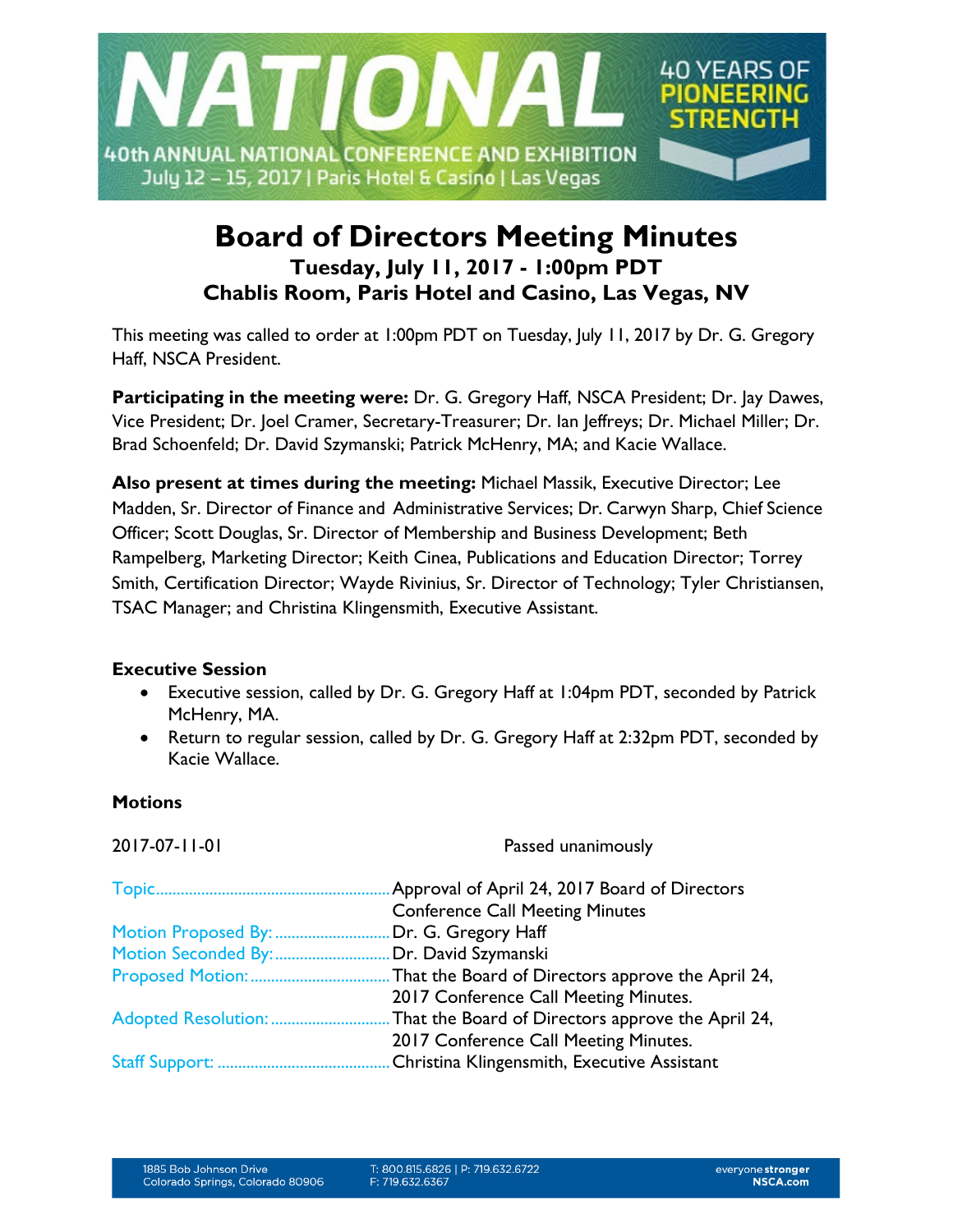NATIONAL

40 YEARS OF PIONEERING STRENGTH

40th ANNUAL NATIONAL CONFERENCE AND EXHIBITION
July 12 – 15, 2017 | Paris Hotel & Casino | Las Vegas

# Board of Directors Meeting Minutes

### Tuesday, July 11, 2017 - 1:00pm PDT
### Chablis Room, Paris Hotel and Casino, Las Vegas, NV

This meeting was called to order at 1:00pm PDT on Tuesday, July 11, 2017 by Dr. G. Gregory Haff, NSCA President.

**Participating in the meeting were:** Dr. G. Gregory Haff, NSCA President; Dr. Jay Dawes, Vice President; Dr. Joel Cramer, Secretary-Treasurer; Dr. Ian Jeffreys; Dr. Michael Miller; Dr. Brad Schoenfeld; Dr. David Szymanski; Patrick McHenry, MA; and Kacie Wallace.

**Also present at times during the meeting:** Michael Massik, Executive Director; Lee Madden, Sr. Director of Finance and Administrative Services; Dr. Carwyn Sharp, Chief Science Officer; Scott Douglas, Sr. Director of Membership and Business Development; Beth Rampelberg, Marketing Director; Keith Cinea, Publications and Education Director; Torrey Smith, Certification Director; Wayde Rivinius, Sr. Director of Technology; Tyler Christiansen, TSAC Manager; and Christina Klingensmith, Executive Assistant.

**Executive Session**

- Executive session, called by Dr. G. Gregory Haff at 1:04pm PDT, seconded by Patrick McHenry, MA.
- Return to regular session, called by Dr. G. Gregory Haff at 2:32pm PDT, seconded by Kacie Wallace.

**Motions**

2017-07-11-01 Passed unanimously

| | |
|---|---|
| Topic | Approval of April 24, 2017 Board of Directors Conference Call Meeting Minutes |
| Motion Proposed By: | Dr. G. Gregory Haff |
| Motion Seconded By: | Dr. David Szymanski |
| Proposed Motion: | That the Board of Directors approve the April 24, 2017 Conference Call Meeting Minutes. |
| Adopted Resolution: | That the Board of Directors approve the April 24, 2017 Conference Call Meeting Minutes. |
| Staff Support: | Christina Klingensmith, Executive Assistant |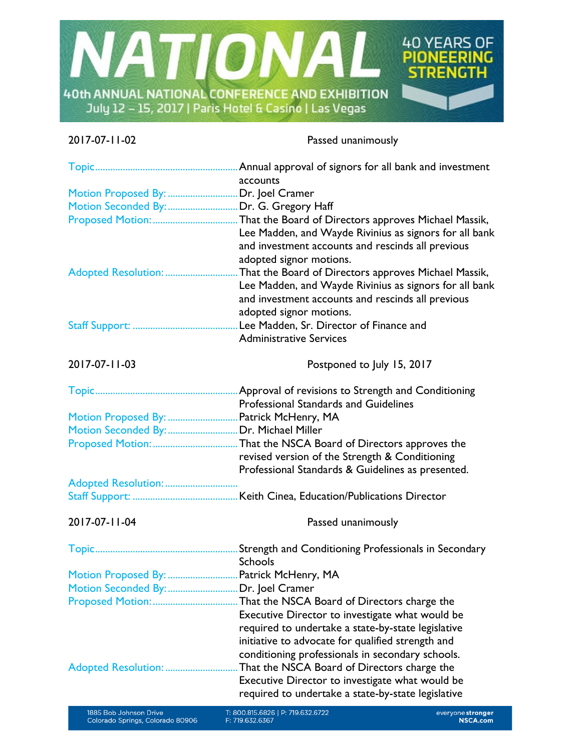2017-07-11-02 Passed unanimously

Topic: Annual approval of signors for all bank and investment accounts
Motion Proposed By: Dr. Joel Cramer
Motion Seconded By: Dr. G. Gregory Haff
Proposed Motion: That the Board of Directors approves Michael Massik, Lee Madden, and Wayde Rivinius as signors for all bank and investment accounts and rescinds all previous adopted signor motions.
Adopted Resolution: That the Board of Directors approves Michael Massik, Lee Madden, and Wayde Rivinius as signors for all bank and investment accounts and rescinds all previous adopted signor motions.
Staff Support: Lee Madden, Sr. Director of Finance and Administrative Services

2017-07-11-03 Postponed to July 15, 2017

Topic: Approval of revisions to Strength and Conditioning Professional Standards and Guidelines
Motion Proposed By: Patrick McHenry, MA
Motion Seconded By: Dr. Michael Miller
Proposed Motion: That the NSCA Board of Directors approves the revised version of the Strength & Conditioning Professional Standards & Guidelines as presented.
Adopted Resolution:
Staff Support: Keith Cinea, Education/Publications Director

2017-07-11-04 Passed unanimously

Topic: Strength and Conditioning Professionals in Secondary Schools
Motion Proposed By: Patrick McHenry, MA
Motion Seconded By: Dr. Joel Cramer
Proposed Motion: That the NSCA Board of Directors charge the Executive Director to investigate what would be required to undertake a state-by-state legislative initiative to advocate for qualified strength and conditioning professionals in secondary schools.
Adopted Resolution: That the NSCA Board of Directors charge the Executive Director to investigate what would be required to undertake a state-by-state legislative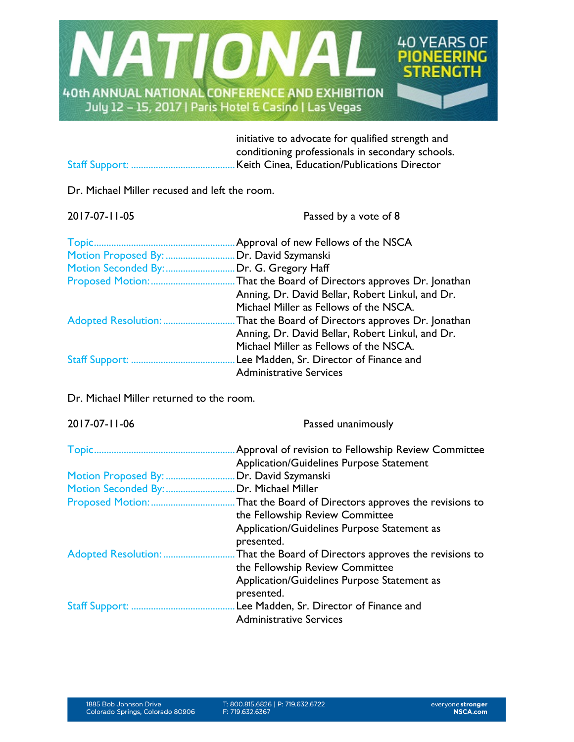| | |
|---|---|
| | initiative to advocate for qualified strength and conditioning professionals in secondary schools. |
| Staff Support: | Keith Cinea, Education/Publications Director |

Dr. Michael Miller recused and left the room.

2017-07-11-05 Passed by a vote of 8

| | |
|---|---|
| Topic | Approval of new Fellows of the NSCA |
| Motion Proposed By: | Dr. David Szymanski |
| Motion Seconded By: | Dr. G. Gregory Haff |
| Proposed Motion: | That the Board of Directors approves Dr. Jonathan Anning, Dr. David Bellar, Robert Linkul, and Dr. Michael Miller as Fellows of the NSCA. |
| Adopted Resolution: | That the Board of Directors approves Dr. Jonathan Anning, Dr. David Bellar, Robert Linkul, and Dr. Michael Miller as Fellows of the NSCA. |
| Staff Support: | Lee Madden, Sr. Director of Finance and Administrative Services |

Dr. Michael Miller returned to the room.

2017-07-11-06 Passed unanimously

| | |
|---|---|
| Topic | Approval of revision to Fellowship Review Committee Application/Guidelines Purpose Statement |
| Motion Proposed By: | Dr. David Szymanski |
| Motion Seconded By: | Dr. Michael Miller |
| Proposed Motion: | That the Board of Directors approves the revisions to the Fellowship Review Committee Application/Guidelines Purpose Statement as presented. |
| Adopted Resolution: | That the Board of Directors approves the revisions to the Fellowship Review Committee Application/Guidelines Purpose Statement as presented. |
| Staff Support: | Lee Madden, Sr. Director of Finance and Administrative Services |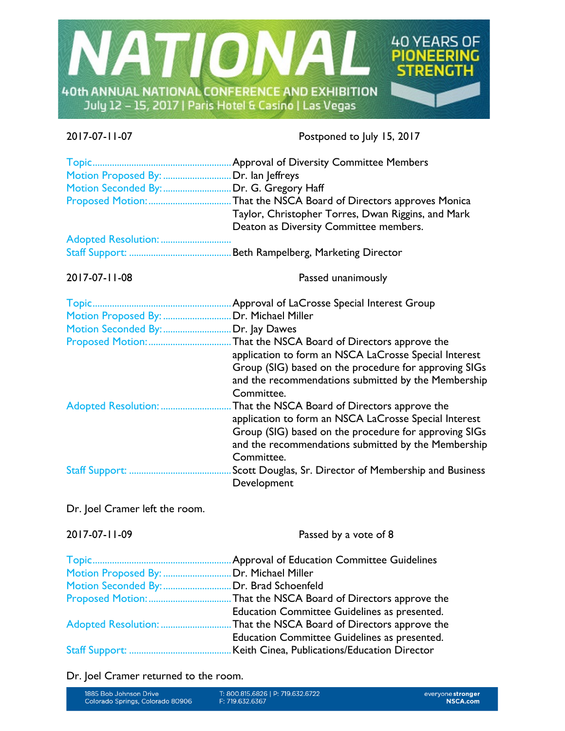2017-07-11-07 Postponed to July 15, 2017

| | |
|---|---|
| Topic | Approval of Diversity Committee Members |
| Motion Proposed By: | Dr. Ian Jeffreys |
| Motion Seconded By: | Dr. G. Gregory Haff |
| Proposed Motion: | That the NSCA Board of Directors approves Monica Taylor, Christopher Torres, Dwan Riggins, and Mark Deaton as Diversity Committee members. |
| Adopted Resolution: | |
| Staff Support: | Beth Rampelberg, Marketing Director |

2017-07-11-08 Passed unanimously

| | |
|---|---|
| Topic | Approval of LaCrosse Special Interest Group |
| Motion Proposed By: | Dr. Michael Miller |
| Motion Seconded By: | Dr. Jay Dawes |
| Proposed Motion: | That the NSCA Board of Directors approve the application to form an NSCA LaCrosse Special Interest Group (SIG) based on the procedure for approving SIGs and the recommendations submitted by the Membership Committee. |
| Adopted Resolution: | That the NSCA Board of Directors approve the application to form an NSCA LaCrosse Special Interest Group (SIG) based on the procedure for approving SIGs and the recommendations submitted by the Membership Committee. |
| Staff Support: | Scott Douglas, Sr. Director of Membership and Business Development |

Dr. Joel Cramer left the room.

2017-07-11-09 Passed by a vote of 8

| | |
|---|---|
| Topic | Approval of Education Committee Guidelines |
| Motion Proposed By: | Dr. Michael Miller |
| Motion Seconded By: | Dr. Brad Schoenfeld |
| Proposed Motion: | That the NSCA Board of Directors approve the Education Committee Guidelines as presented. |
| Adopted Resolution: | That the NSCA Board of Directors approve the Education Committee Guidelines as presented. |
| Staff Support: | Keith Cinea, Publications/Education Director |

Dr. Joel Cramer returned to the room.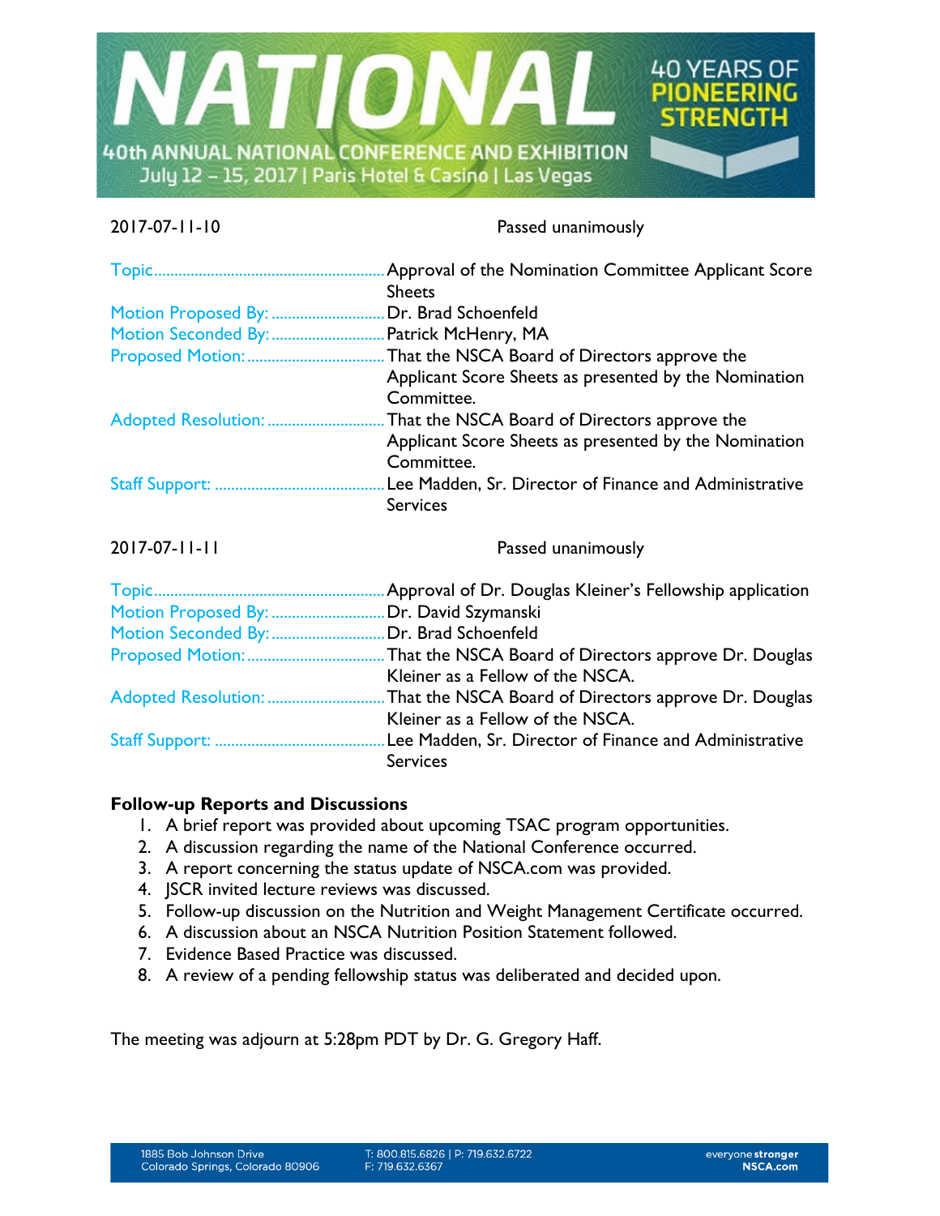2017-07-11-10 Passed unanimously

| | |
|---|---|
| Topic | Approval of the Nomination Committee Applicant Score Sheets |
| Motion Proposed By: | Dr. Brad Schoenfeld |
| Motion Seconded By: | Patrick McHenry, MA |
| Proposed Motion: | That the NSCA Board of Directors approve the Applicant Score Sheets as presented by the Nomination Committee. |
| Adopted Resolution: | That the NSCA Board of Directors approve the Applicant Score Sheets as presented by the Nomination Committee. |
| Staff Support: | Lee Madden, Sr. Director of Finance and Administrative Services |

2017-07-11-11 Passed unanimously

| | |
|---|---|
| Topic | Approval of Dr. Douglas Kleiner's Fellowship application |
| Motion Proposed By: | Dr. David Szymanski |
| Motion Seconded By: | Dr. Brad Schoenfeld |
| Proposed Motion: | That the NSCA Board of Directors approve Dr. Douglas Kleiner as a Fellow of the NSCA. |
| Adopted Resolution: | That the NSCA Board of Directors approve Dr. Douglas Kleiner as a Fellow of the NSCA. |
| Staff Support: | Lee Madden, Sr. Director of Finance and Administrative Services |

**Follow-up Reports and Discussions**

1. A brief report was provided about upcoming TSAC program opportunities.
2. A discussion regarding the name of the National Conference occurred.
3. A report concerning the status update of NSCA.com was provided.
4. JSCR invited lecture reviews was discussed.
5. Follow-up discussion on the Nutrition and Weight Management Certificate occurred.
6. A discussion about an NSCA Nutrition Position Statement followed.
7. Evidence Based Practice was discussed.
8. A review of a pending fellowship status was deliberated and decided upon.

The meeting was adjourn at 5:28pm PDT by Dr. G. Gregory Haff.